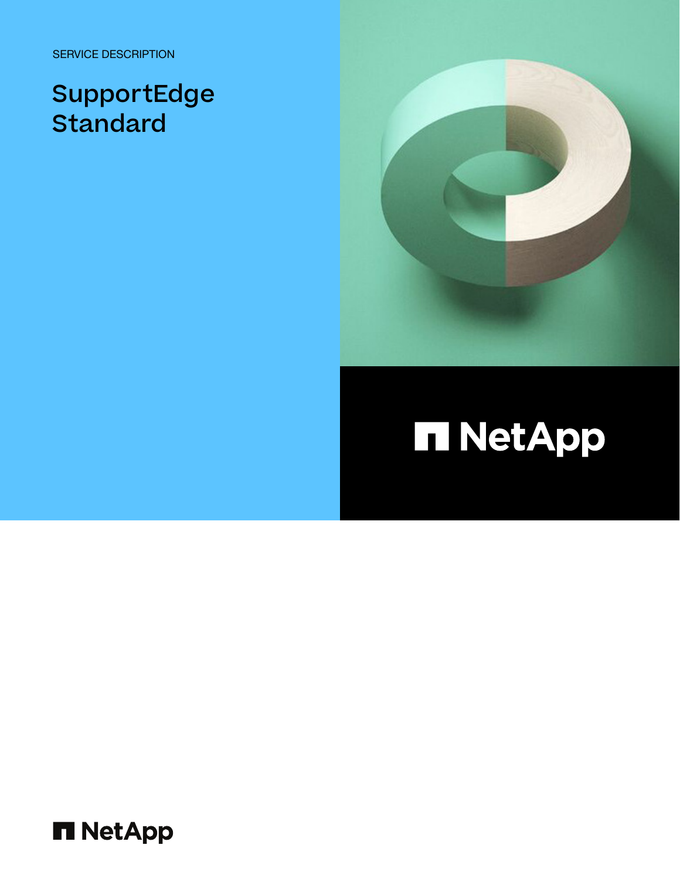SERVICE DESCRIPTION

# SupportEdge Standard

NetApp

NetApp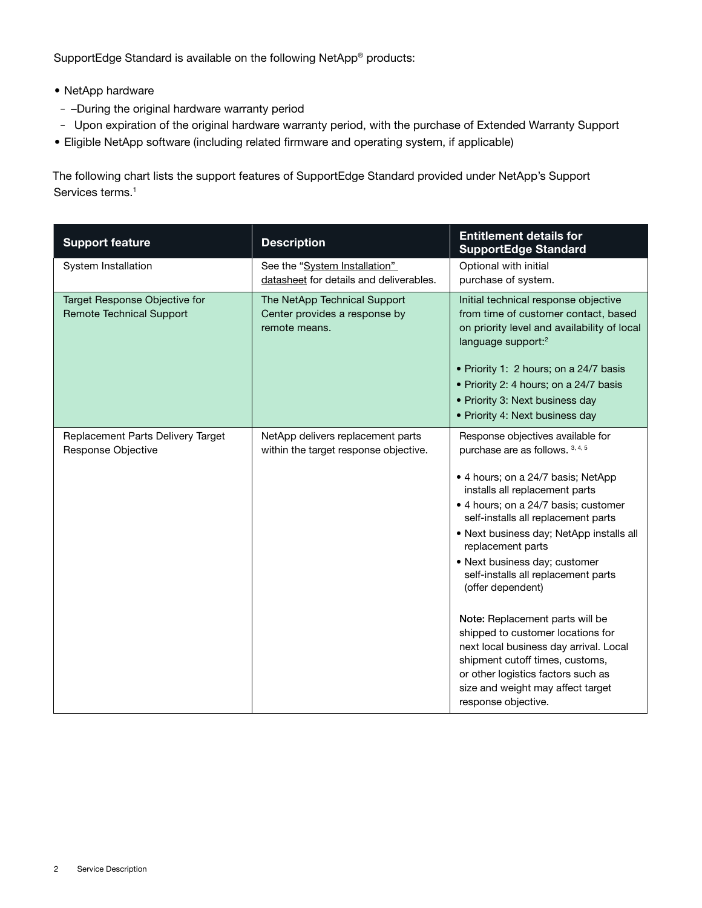SupportEdge Standard is available on the following NetApp® products:

- NetApp hardware
  - –During the original hardware warranty period
  - Upon expiration of the original hardware warranty period, with the purchase of Extended Warranty Support
- Eligible NetApp software (including related firmware and operating system, if applicable)

The following chart lists the support features of SupportEdge Standard provided under NetApp's Support Services terms.[1]

| Support feature | Description | Entitlement details for SupportEdge Standard |
| --- | --- | --- |
| System Installation | See the "System Installation" datasheet for details and deliverables. | Optional with initial purchase of system. |
| Target Response Objective for Remote Technical Support | The NetApp Technical Support Center provides a response by remote means. | Initial technical response objective from time of customer contact, based on priority level and availability of local language support:[2]<br><br>• Priority 1: 2 hours; on a 24/7 basis<br>• Priority 2: 4 hours; on a 24/7 basis<br>• Priority 3: Next business day<br>• Priority 4: Next business day |
| Replacement Parts Delivery Target Response Objective | NetApp delivers replacement parts within the target response objective. | Response objectives available for purchase are as follows. [3, 4, 5]<br><br>• 4 hours; on a 24/7 basis; NetApp installs all replacement parts<br>• 4 hours; on a 24/7 basis; customer self-installs all replacement parts<br>• Next business day; NetApp installs all replacement parts<br>• Next business day; customer self-installs all replacement parts (offer dependent)<br><br>**Note:** Replacement parts will be shipped to customer locations for next local business day arrival. Local shipment cutoff times, customs, or other logistics factors such as size and weight may affect target response objective. |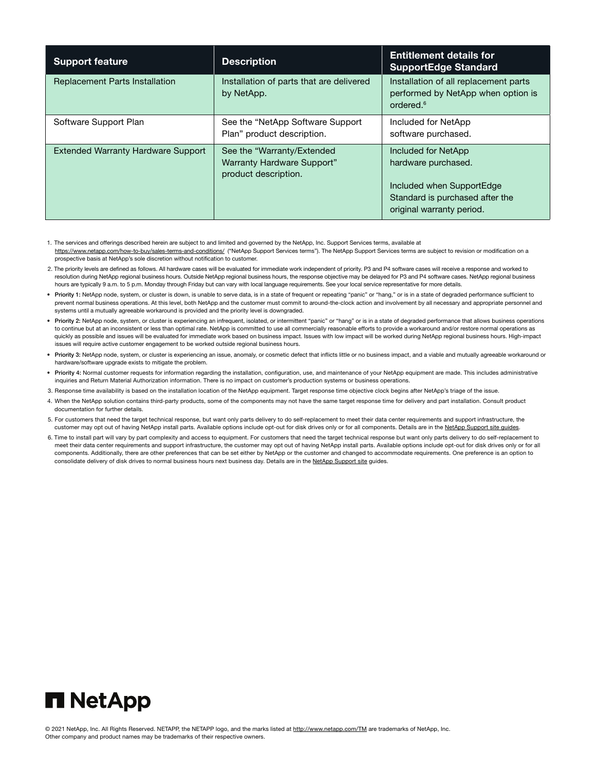| Support feature | Description | Entitlement details for SupportEdge Standard |
| --- | --- | --- |
| Replacement Parts Installation | Installation of parts that are delivered by NetApp. | Installation of all replacement parts performed by NetApp when option is ordered.[6] |
| Software Support Plan | See the “NetApp Software Support Plan” product description. | Included for NetApp software purchased. |
| Extended Warranty Hardware Support | See the “Warranty/Extended Warranty Hardware Support” product description. | Included for NetApp hardware purchased. Included when SupportEdge Standard is purchased after the original warranty period. |

1. The services and offerings described herein are subject to and limited and governed by the NetApp, Inc. Support Services terms, available at https://www.netapp.com/how-to-buy/sales-terms-and-conditions/ (“NetApp Support Services terms”). The NetApp Support Services terms are subject to revision or modification on a prospective basis at NetApp’s sole discretion without notification to customer.
2. The priority levels are defined as follows. All hardware cases will be evaluated for immediate work independent of priority. P3 and P4 software cases will receive a response and worked to resolution during NetApp regional business hours. Outside NetApp regional business hours, the response objective may be delayed for P3 and P4 software cases. NetApp regional business hours are typically 9 a.m. to 5 p.m. Monday through Friday but can vary with local language requirements. See your local service representative for more details.

- **Priority 1:** NetApp node, system, or cluster is down, is unable to serve data, is in a state of frequent or repeating “panic” or “hang,” or is in a state of degraded performance sufficient to prevent normal business operations. At this level, both NetApp and the customer must commit to around-the-clock action and involvement by all necessary and appropriate personnel and systems until a mutually agreeable workaround is provided and the priority level is downgraded.
- **Priority 2:** NetApp node, system, or cluster is experiencing an infrequent, isolated, or intermittent “panic” or “hang” or is in a state of degraded performance that allows business operations to continue but at an inconsistent or less than optimal rate. NetApp is committed to use all commercially reasonable efforts to provide a workaround and/or restore normal operations as quickly as possible and issues will be evaluated for immediate work based on business impact. Issues with low impact will be worked during NetApp regional business hours. High-impact issues will require active customer engagement to be worked outside regional business hours.
- **Priority 3:** NetApp node, system, or cluster is experiencing an issue, anomaly, or cosmetic defect that inflicts little or no business impact, and a viable and mutually agreeable workaround or hardware/software upgrade exists to mitigate the problem.
- **Priority 4:** Normal customer requests for information regarding the installation, configuration, use, and maintenance of your NetApp equipment are made. This includes administrative inquiries and Return Material Authorization information. There is no impact on customer’s production systems or business operations.

3. Response time availability is based on the installation location of the NetApp equipment. Target response time objective clock begins after NetApp’s triage of the issue.
4. When the NetApp solution contains third-party products, some of the components may not have the same target response time for delivery and part installation. Consult product documentation for further details.
5. For customers that need the target technical response, but want only parts delivery to do self-replacement to meet their data center requirements and support infrastructure, the customer may opt out of having NetApp install parts. Available options include opt-out for disk drives only or for all components. Details are in the NetApp Support site guides.
6. Time to install part will vary by part complexity and access to equipment. For customers that need the target technical response but want only parts delivery to do self-replacement to meet their data center requirements and support infrastructure, the customer may opt out of having NetApp install parts. Available options include opt-out for disk drives only or for all components. Additionally, there are other preferences that can be set either by NetApp or the customer and changed to accommodate requirements. One preference is an option to consolidate delivery of disk drives to normal business hours next business day. Details are in the NetApp Support site guides.

NetApp

© 2021 NetApp, Inc. All Rights Reserved. NETAPP, the NETAPP logo, and the marks listed at http://www.netapp.com/TM are trademarks of NetApp, Inc. Other company and product names may be trademarks of their respective owners.